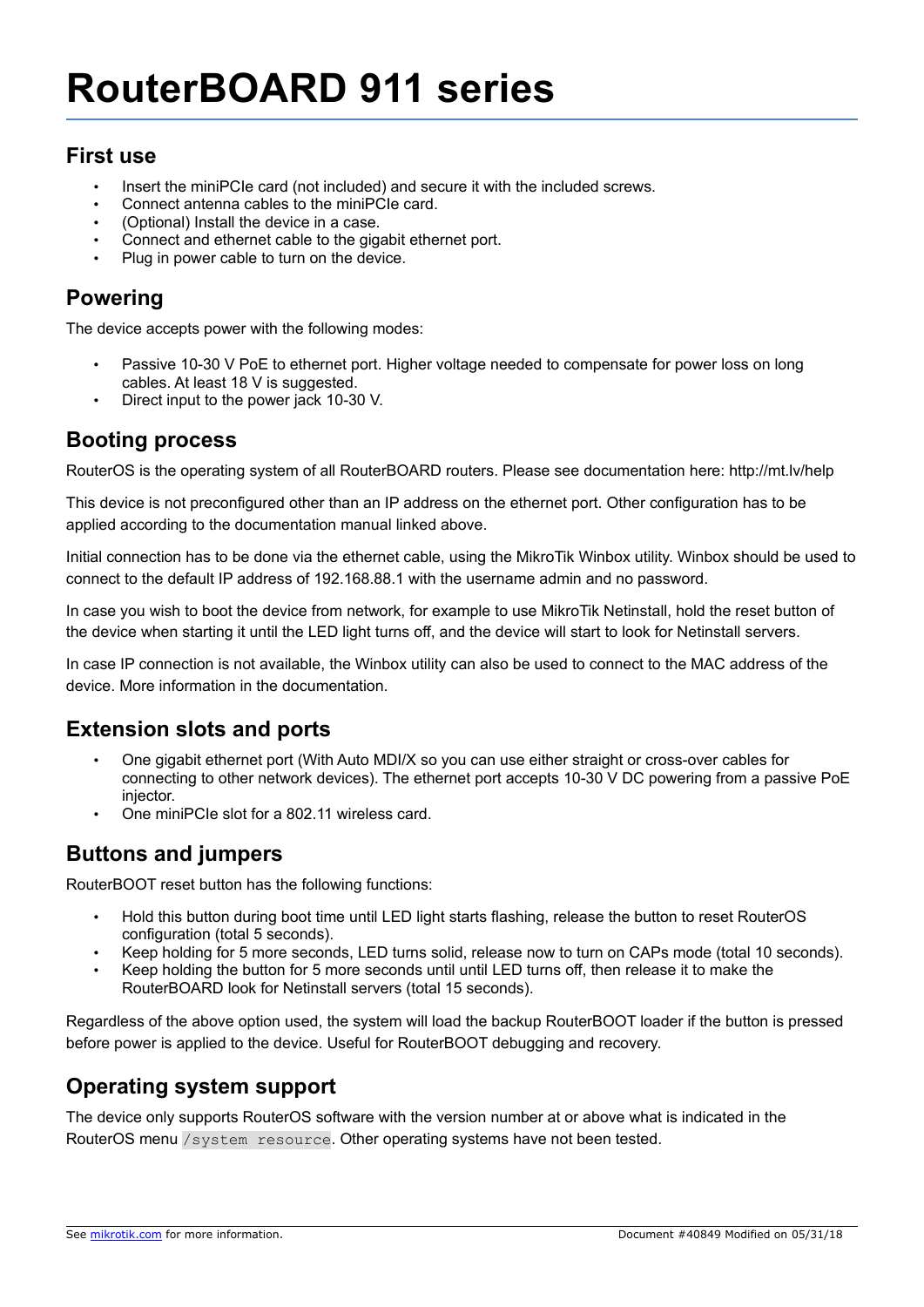# RouterBOARD 911 series

## First use

- Insert the miniPCIe card (not included) and secure it with the included screws.
- Connect antenna cables to the miniPCIe card.
- (Optional) Install the device in a case.
- Connect and ethernet cable to the gigabit ethernet port.
- Plug in power cable to turn on the device.

## Powering

The device accepts power with the following modes:

- Passive 10-30 V PoE to ethernet port. Higher voltage needed to compensate for power loss on long cables. At least 18 V is suggested.
- Direct input to the power jack 10-30 V.

## Booting process

RouterOS is the operating system of all RouterBOARD routers. Please see documentation here: http://mt.lv/help

This device is not preconfigured other than an IP address on the ethernet port. Other configuration has to be applied according to the documentation manual linked above.

Initial connection has to be done via the ethernet cable, using the MikroTik Winbox utility. Winbox should be used to connect to the default IP address of 192.168.88.1 with the username admin and no password.

In case you wish to boot the device from network, for example to use MikroTik Netinstall, hold the reset button of the device when starting it until the LED light turns off, and the device will start to look for Netinstall servers.

In case IP connection is not available, the Winbox utility can also be used to connect to the MAC address of the device. More information in the documentation.

## Extension slots and ports

- One gigabit ethernet port (With Auto MDI/X so you can use either straight or cross-over cables for connecting to other network devices). The ethernet port accepts 10-30 V DC powering from a passive PoE injector.
- One miniPCIe slot for a 802.11 wireless card.

## Buttons and jumpers

RouterBOOT reset button has the following functions:

- Hold this button during boot time until LED light starts flashing, release the button to reset RouterOS configuration (total 5 seconds).
- Keep holding for 5 more seconds, LED turns solid, release now to turn on CAPs mode (total 10 seconds).
- Keep holding the button for 5 more seconds until until LED turns off, then release it to make the RouterBOARD look for Netinstall servers (total 15 seconds).

Regardless of the above option used, the system will load the backup RouterBOOT loader if the button is pressed before power is applied to the device. Useful for RouterBOOT debugging and recovery.

## Operating system support

The device only supports RouterOS software with the version number at or above what is indicated in the RouterOS menu `/system resource`. Other operating systems have not been tested.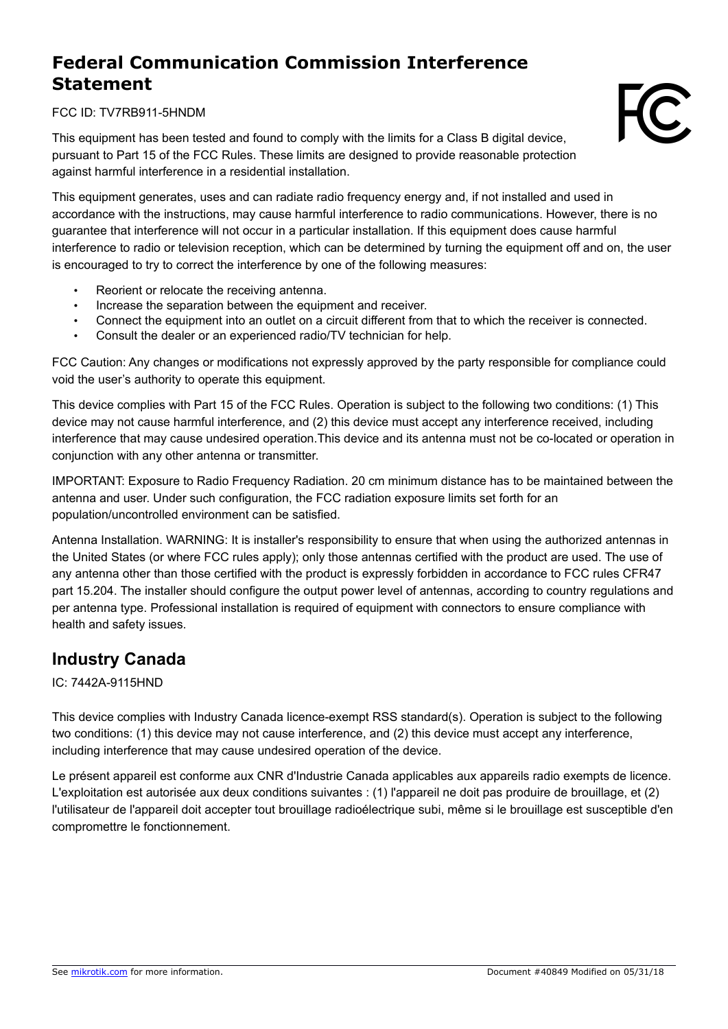# Federal Communication Commission Interference Statement

FCC ID: TV7RB911-5HNDM

This equipment has been tested and found to comply with the limits for a Class B digital device, pursuant to Part 15 of the FCC Rules. These limits are designed to provide reasonable protection against harmful interference in a residential installation.

This equipment generates, uses and can radiate radio frequency energy and, if not installed and used in accordance with the instructions, may cause harmful interference to radio communications. However, there is no guarantee that interference will not occur in a particular installation. If this equipment does cause harmful interference to radio or television reception, which can be determined by turning the equipment off and on, the user is encouraged to try to correct the interference by one of the following measures:

- Reorient or relocate the receiving antenna.
- Increase the separation between the equipment and receiver.
- Connect the equipment into an outlet on a circuit different from that to which the receiver is connected.
- Consult the dealer or an experienced radio/TV technician for help.

FCC Caution: Any changes or modifications not expressly approved by the party responsible for compliance could void the user's authority to operate this equipment.

This device complies with Part 15 of the FCC Rules. Operation is subject to the following two conditions: (1) This device may not cause harmful interference, and (2) this device must accept any interference received, including interference that may cause undesired operation.This device and its antenna must not be co-located or operation in conjunction with any other antenna or transmitter.

IMPORTANT: Exposure to Radio Frequency Radiation. 20 cm minimum distance has to be maintained between the antenna and user. Under such configuration, the FCC radiation exposure limits set forth for an population/uncontrolled environment can be satisfied.

Antenna Installation. WARNING: It is installer's responsibility to ensure that when using the authorized antennas in the United States (or where FCC rules apply); only those antennas certified with the product are used. The use of any antenna other than those certified with the product is expressly forbidden in accordance to FCC rules CFR47 part 15.204. The installer should configure the output power level of antennas, according to country regulations and per antenna type. Professional installation is required of equipment with connectors to ensure compliance with health and safety issues.

## Industry Canada

IC: 7442A-9115HND

This device complies with Industry Canada licence-exempt RSS standard(s). Operation is subject to the following two conditions: (1) this device may not cause interference, and (2) this device must accept any interference, including interference that may cause undesired operation of the device.

Le présent appareil est conforme aux CNR d'Industrie Canada applicables aux appareils radio exempts de licence. L'exploitation est autorisée aux deux conditions suivantes : (1) l'appareil ne doit pas produire de brouillage, et (2) l'utilisateur de l'appareil doit accepter tout brouillage radioélectrique subi, même si le brouillage est susceptible d'en compromettre le fonctionnement.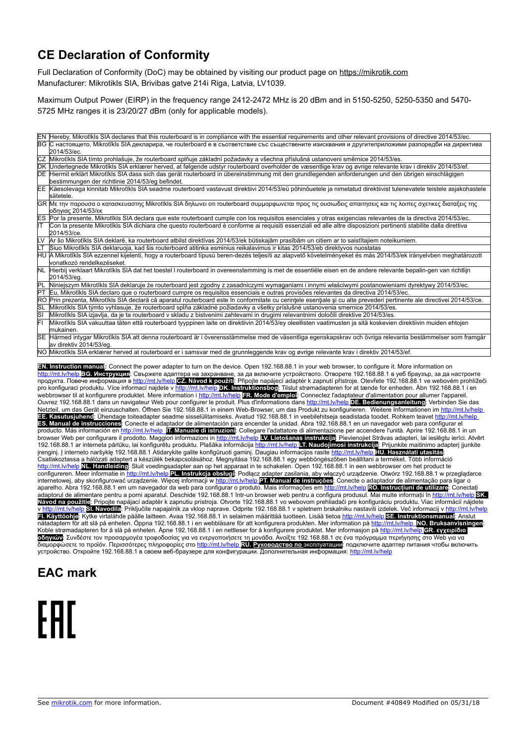## CE Declaration of Conformity

Full Declaration of Conformity (DoC) may be obtained by visiting our product page on https://mikrotik.com
Manufacturer: Mikrotikls SIA, Brivibas gatve 214i Riga, Latvia, LV1039.

Maximum Output Power (EIRP) in the frequency range 2412-2472 MHz is 20 dBm and in 5150-5250, 5250-5350 and 5470-5725 MHz ranges it is 23/20/27 dBm (only for applicable models).

| | |
|---|---|
| EN | Hereby, Mikrotīkls SIA declares that this routerboard is in compliance with the essential requirements and other relevant provisions of directive 2014/53/ec. |
| BG | С настоящето, Mikrotīkls SIA декларира, че routerboard е в съответствие със съществените изисквания и другитеприложими разпоредби на директива 2014/53/ec. |
| CZ | Mikrotīkls SIA tímto prohlašuje, že routerboard splňuje základní požadavky a všechna příslušná ustanoveni směrnice 2014/53/es. |
| DK | Undertegnede Mikrotīkls SIA erklærer herved, at følgende udstyr routerboard overholder de væsentlige krav og øvrige relevante krav i direktiv 2014/53/ef. |
| DE | Hiermit erklärt Mikrotīkls SIA dass sich das gerät routerboard in übereinstimmung mit den grundlegenden anforderungen und den übrigen einschlägigen bestimmungen der richtlinie 2014/53/eg befindet. |
| EE | Käesolevaga kinnitab Mikrotīkls SIA seadme routerboard vastavust direktiivi 2014/53/eü põhinõuetele ja nimetatud direktiivist tulenevatele teistele asjakohastele sätetele. |
| GR | Με την παρουσα ο κατασκευαστης Mikrotīkls SIA δηλωνει οτι routerboard συμμορφωνεται προς τις ουσιωδεις απαιτησεις και τις λοιπες σχετικες διαταξεις της οδηγιας 2014/53/εκ |
| ES | Por la presente, Mikrotīkls SIA declara que este routerboard cumple con los requisitos esenciales y otras exigencias relevantes de la directiva 2014/53/ec. |
| IT | Con la presente Mikrotīkls SIA dichiara che questo routerboard è conforme ai requisiti essenziali ed alle altre disposizioni pertinenti stabilite dalla direttiva 2014/53/ce. |
| LV | Ar šo Mikrotīkls SIA deklarē, ka routerboard atbilst direktīvas 2014/53/ek būtiskajām prasībām un citiem ar to saistītajiem noteikumiem. |
| LT | Šiuo Mikrotīkls SIA deklaruoja, kad šis routerboard atitinka esminius reikalavimus ir kitas 2014/53/eb direktyvos nuostatas |
| HU | A Mikrotīkls SIA ezzennel kijelenti, hogy a routerboard típusú beren-dezés teljesíti az alapvető követelményeket és más 2014/53/ek irányelvben meghatározott vonatkozó rendelkezéseket. |
| NL | Hierbij verklaart Mikrotīkls SIA dat het toestel l routerboard in overeenstemming is met de essentiële eisen en de andere relevante bepalin-gen van richtlijn 2014/53/eg. |
| PL | Niniejszym Mikrotīkls SIA deklaruje że routerboard jest zgodny z zasadniczymi wymaganiami i innymi właściwymi postanowieniami dyrektywy 2014/53/ec. |
| PT | Eu, Mikrotīkls SIA declaro que o routerboard cumpre os requisitos essenciais e outras provisões relevantes da directiva 2014/53/ec. |
| RO | Prin prezenta, Mikrotīkls SIA declară că aparatul routerboard este în conformitate cu cerinţele esenţiale şi cu alte prevederi pertinente ale directivei 2014/53/ce. |
| SL | Mikrotīkls SIA týmto vyhlasuje, že routerboard spĺňa základné požiadavky a všetky príslušné ustanovenia smernice 2014/53/es. |
| SI | Mikrotīkls SIA izjavlja, da je ta routerboard v skladu z bistvenimi zahtevami in drugimi relevantnimi določili direktive 2014/53/es. |
| FI | Mikrotīkls SIA vakuuttaa täten että routerboard tyyppinen laite on direktiivin 2014/53/ey oleellisten vaatimusten ja sitä koskevien direktiivin muiden ehtojen mukainen. |
| SE | Härmed intygar Mikrotīkls SIA att denna routerboard är i överensstämmelse med de väsentliga egenskapskrav och övriga relevanta bestämmelser som framgår av direktiv 2014/53/eg. |
| NO | Mikrotīkls SIA erklærer herved at routerboard er i samsvar med de grunnleggende krav og øvrige relevante krav i direktiv 2014/53/ef. |

**EN. Instruction manual**: Connect the power adapter to turn on the device. Open 192.168.88.1 in your web browser, to configure it. More information on http://mt.lv/help **BG. Инструкция**: Свържете адаптера на захранване, за да включите устройството. Отворете 192.168.88.1 в уеб браузър, за да настроите продукта. Повече информация в http://mt.lv/help **CZ. Návod k použití**: Připojte napájecí adaptér k zapnutí přístroje. Otevřete 192.168.88.1 ve webovém prohlížeči pro konfiguraci produktu. Více informací najdete v http://mt.lv/help **DK. Instruktionsbog**: Tilslut strømadapteren for at tænde for enheden. Åbn 192.168.88.1 i en webbrowser til at konfigurere produktet. Mere information i http://mt.lv/help **FR. Mode d'emploi**: Connectez l'adaptateur d'alimentation pour allumer l'appareil. Ouvrez 192.168.88.1 dans un navigateur Web pour configurer le produit. Plus d'informations dans http://mt.lv/help **DE. Bedienungsanleitung**: Verbinden Sie das Netzteil, um das Gerät einzuschalten. Öffnen Sie 192.168.88.1 in einem Web-Browser, um das Produkt zu konfigurieren. Weitere Informationen im http://mt.lv/help **EE. Kasutusjuhend**: Ühendage toiteadapter seadme sisselülitamiseks. Avatud 192.168.88.1 in veebilehitseja seadistada toodet. Rohkem teavet http://mt.lv/help **ES. Manual de instrucciones**: Conecte el adaptador de alimentación para encender la unidad. Abra 192.168.88.1 en un navegador web para configurar el producto. Más información en http://mt.lv/help **IT. Manuale di istruzioni**: Collegare l'adattatore di alimentazione per accendere l'unità. Aprire 192.168.88.1 in un browser Web per configurare il prodotto. Maggiori informazioni in http://mt.lv/help **LV. Lietošanas instrukcija**: Pievienojiet Strāvas adapteri, lai ieslēgtu ierīci. Atvērt 192.168.88.1 ar interneta pārlūku, lai konfigurētu produktu. Plašāka informācija http://mt.lv/help **LT. Naudojimosi instrukcija**: Prijunkite maitinimo adapterį įjunkite įrenginį. ] interneto naršyklę 192.168.88.1 Atidarykite galite konfigūruoti gaminį. Daugiau informacijos rasite http://mt.lv/help **HU. Használati utasítás**: Csatlakoztassa a hálózati adaptert a készülék bekapcsolásához. Megnyitása 192.168.88.1 egy webböngészőben beállítani a terméket. Több információ http://mt.lv/help **NL. Handleiding**: Sluit voedingsadapter aan op het apparaat in te schakelen. Open 192.168.88.1 in een webbrowser om het product te configureren. Meer informatie in http://mt.lv/help **PL. Instrukcja obsługi**: Podłącz adapter zasilania, aby włączyć urządzenie. Otwórz 192.168.88.1 w przeglądarce internetowej, aby skonfigurować urządzenie. Więcej informacji w http://mt.lv/help **PT. Manual de instruções**: Conecte o adaptador de alimentação para ligar o aparelho. Abra 192.168.88.1 em um navegador da web para configurar o produto. Mais informações em http://mt.lv/help **RO. Instrucțiuni de utilizare**: Conectați adaptorul de alimentare pentru a porni aparatul. Deschide 192.168.88.1 într-un browser web pentru a configura produsul. Mai multe informații în http://mt.lv/help **SK. Návod na použitie**: Pripojte napájací adaptér k zapnutiu prístroja. Otvorte 192.168.88.1 vo webovom prehliadači pre konfiguráciu produktu. Viac informácií nájdete v http://mt.lv/help **SI. Navodila**: Priključite napajalnik za vklop naprave. Odprite 192.168.88.1 v spletnem brskalniku nastaviti izdelek. Več informacij v http://mt.lv/help **FI. Käyttöohje**: Kytke virtalähde päälle laitteen. Avaa 192.168.88.1 in selaimen määrittää tuotteen. Lisää tietoa http://mt.lv/help **SE. Instruktionsmanual**: Anslut nätadaptern för att slå på enheten. Öppna 192.168.88.1 i en webbläsare för att konfigurera produkten. Mer information på http://mt.lv/help **NO. Bruksanvisningen**: Koble strømadapteren for å slå på enheten. Åpne 192.168.88.1 i en nettleser for å konfigurere produktet. Mer informasjon på http://mt.lv/help **GR. εγχειρίδιο οδηγιών**: Συνδέστε τον προσαρμογέα τροφοδοσίας για να ενεργοποιήσετε τη μονάδα. Ανοίξτε 192.168.88.1 σε ένα πρόγραμμα περιήγησης στο Web για να διαμορφώσετε το προϊόν. Περισσότερες πληροφορίες στο http://mt.lv/help **RU. Руководство по эксплуатации**: подключите адаптер питания чтобы включить устройство. Откройте 192.168.88.1 в своем веб-браузере для конфигурации. Дополнительная информация: http://mt.lv/help

## EAC mark

EAC

See mikrotik.com for more information. Document #40849 Modified on 05/31/18